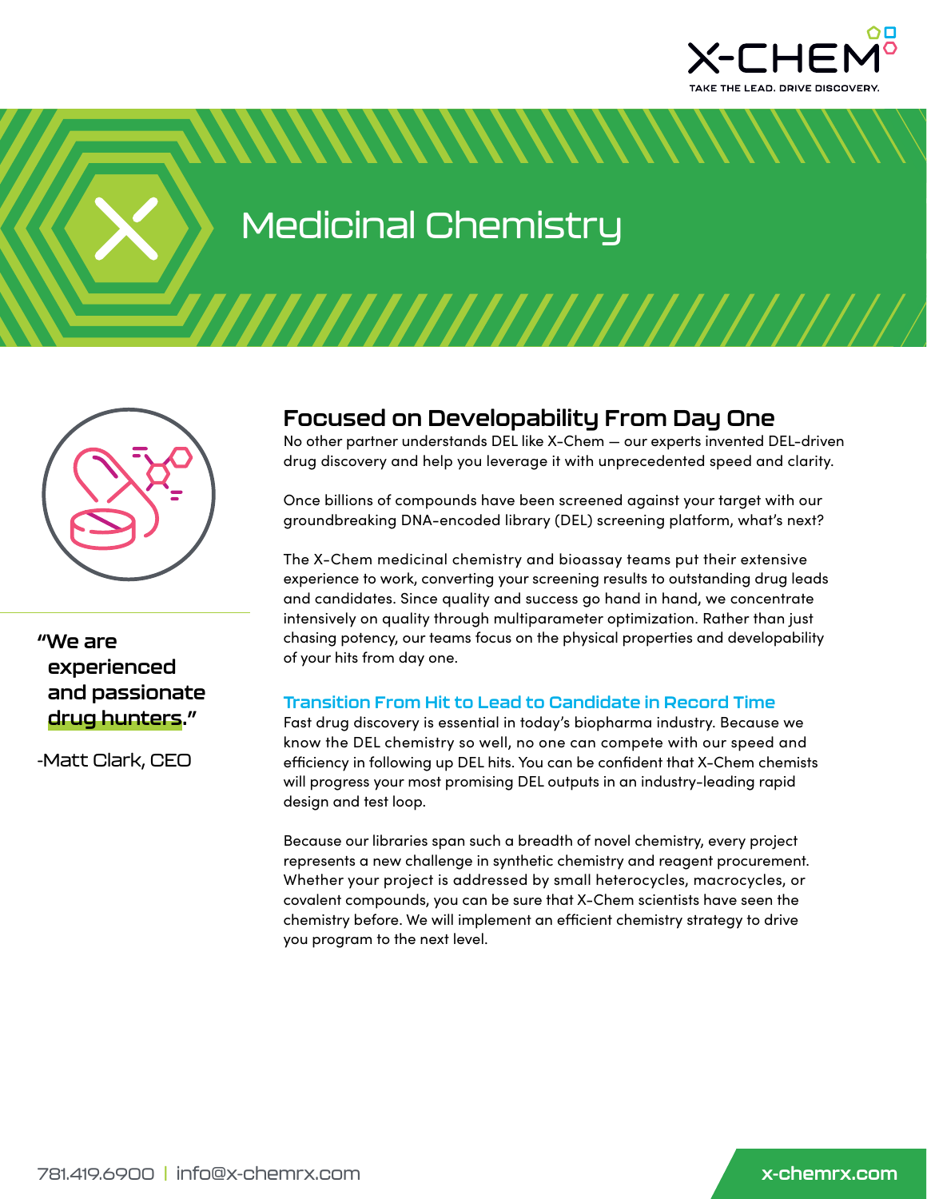# Medicinal Chemistry

"We are experienced and passionate drug hunters."

-Matt Clark, CEO

## Focused on Developability From Day One

No other partner understands DEL like X-Chem — our experts invented DEL-driven drug discovery and help you leverage it with unprecedented speed and clarity.

Once billions of compounds have been screened against your target with our groundbreaking DNA-encoded library (DEL) screening platform, what's next?

The X-Chem medicinal chemistry and bioassay teams put their extensive experience to work, converting your screening results to outstanding drug leads and candidates. Since quality and success go hand in hand, we concentrate intensively on quality through multiparameter optimization. Rather than just chasing potency, our teams focus on the physical properties and developability of your hits from day one.

### Transition From Hit to Lead to Candidate in Record Time

Fast drug discovery is essential in today's biopharma industry. Because we know the DEL chemistry so well, no one can compete with our speed and efficiency in following up DEL hits. You can be confident that X-Chem chemists will progress your most promising DEL outputs in an industry-leading rapid design and test loop.

Because our libraries span such a breadth of novel chemistry, every project represents a new challenge in synthetic chemistry and reagent procurement. Whether your project is addressed by small heterocycles, macrocycles, or covalent compounds, you can be sure that X-Chem scientists have seen the chemistry before. We will implement an efficient chemistry strategy to drive you program to the next level.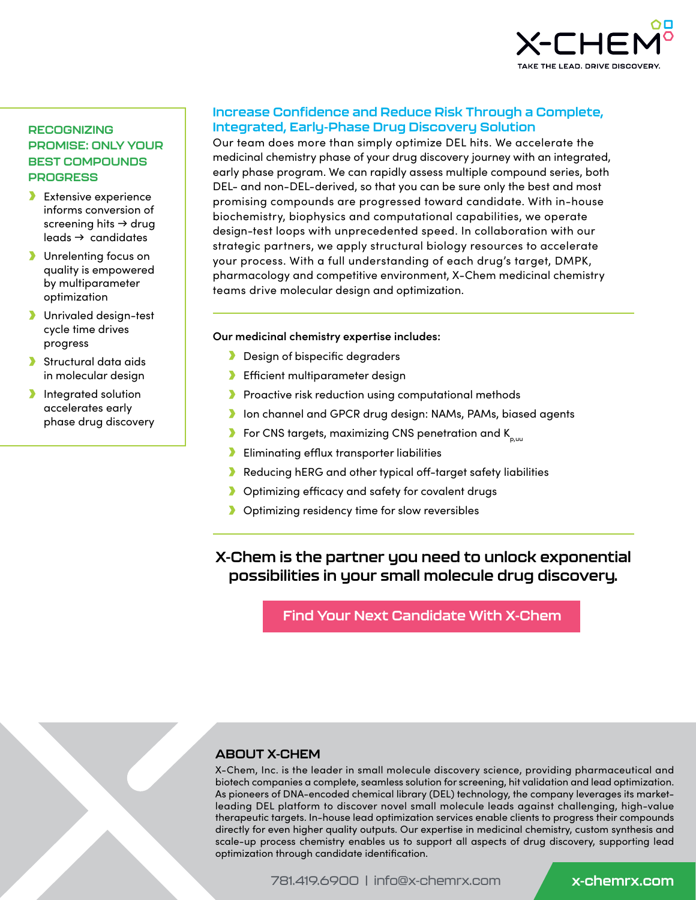X-CHEM

TAKE THE LEAD. DRIVE DISCOVERY.

## RECOGNIZING PROMISE: ONLY YOUR BEST COMPOUNDS PROGRESS

- Extensive experience informs conversion of screening hits → drug leads → candidates
- Unrelenting focus on quality is empowered by multiparameter optimization
- Unrivaled design-test cycle time drives progress
- Structural data aids in molecular design
- Integrated solution accelerates early phase drug discovery

## Increase Confidence and Reduce Risk Through a Complete, Integrated, Early-Phase Drug Discovery Solution

Our team does more than simply optimize DEL hits. We accelerate the medicinal chemistry phase of your drug discovery journey with an integrated, early phase program. We can rapidly assess multiple compound series, both DEL- and non-DEL-derived, so that you can be sure only the best and most promising compounds are progressed toward candidate. With in-house biochemistry, biophysics and computational capabilities, we operate design-test loops with unprecedented speed. In collaboration with our strategic partners, we apply structural biology resources to accelerate your process. With a full understanding of each drug's target, DMPK, pharmacology and competitive environment, X-Chem medicinal chemistry teams drive molecular design and optimization.

**Our medicinal chemistry expertise includes:**

- Design of bispecific degraders
- Efficient multiparameter design
- Proactive risk reduction using computational methods
- Ion channel and GPCR drug design: NAMs, PAMs, biased agents
- For CNS targets, maximizing CNS penetration and $K_{p,uu}$
- Eliminating efflux transporter liabilities
- Reducing hERG and other typical off-target safety liabilities
- Optimizing efficacy and safety for covalent drugs
- Optimizing residency time for slow reversibles

**X-Chem is the partner you need to unlock exponential possibilities in your small molecule drug discovery.**

**Find Your Next Candidate With X-Chem**

## ABOUT X-CHEM

X-Chem, Inc. is the leader in small molecule discovery science, providing pharmaceutical and biotech companies a complete, seamless solution for screening, hit validation and lead optimization. As pioneers of DNA-encoded chemical library (DEL) technology, the company leverages its market-leading DEL platform to discover novel small molecule leads against challenging, high-value therapeutic targets. In-house lead optimization services enable clients to progress their compounds directly for even higher quality outputs. Our expertise in medicinal chemistry, custom synthesis and scale-up process chemistry enables us to support all aspects of drug discovery, supporting lead optimization through candidate identification.

781.419.6900 | info@x-chemrx.com

x-chemrx.com